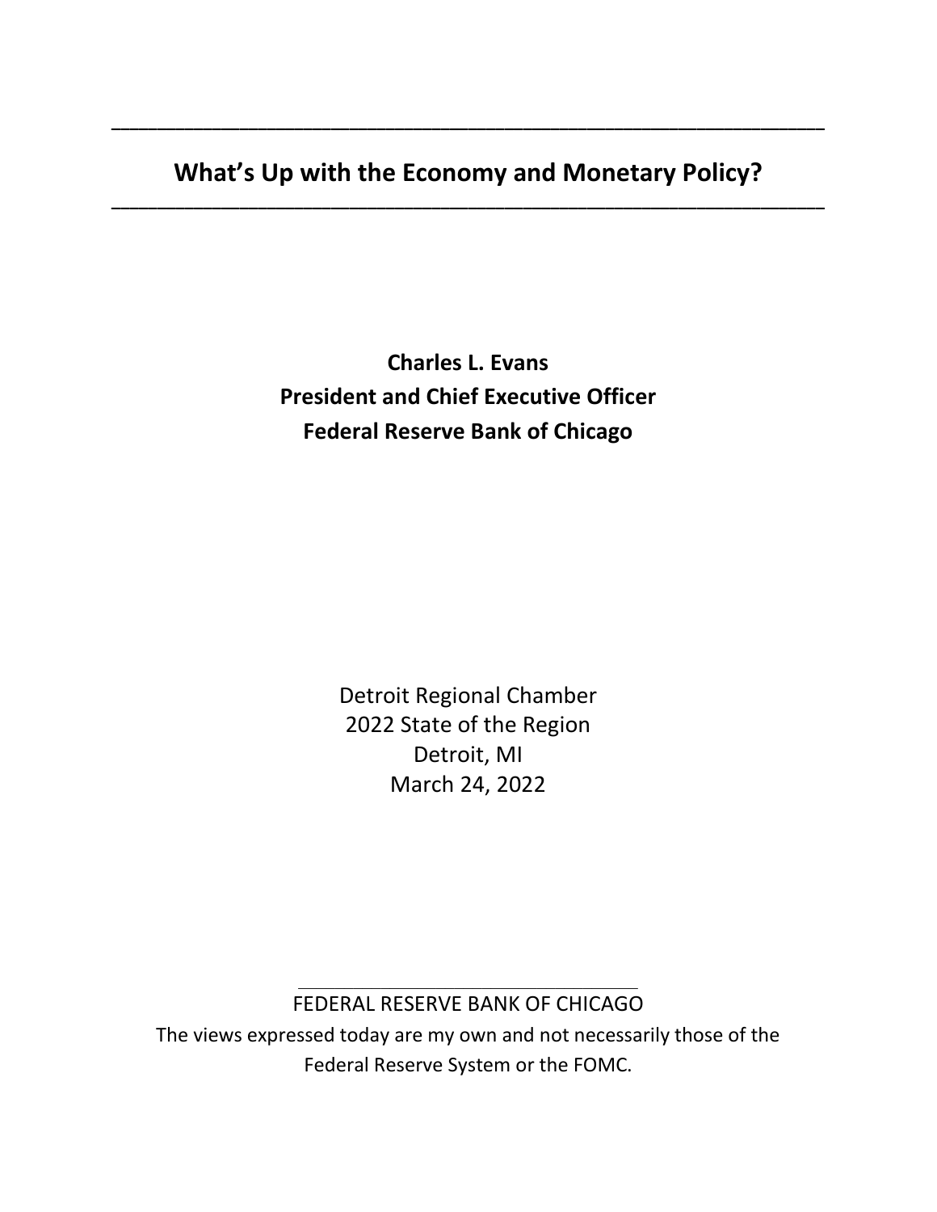# What's Up with the Economy and Monetary Policy?

**Charles L. Evans**
**President and Chief Executive Officer**
**Federal Reserve Bank of Chicago**

Detroit Regional Chamber
2022 State of the Region
Detroit, MI
March 24, 2022

FEDERAL RESERVE BANK OF CHICAGO

The views expressed today are my own and not necessarily those of the Federal Reserve System or the FOMC.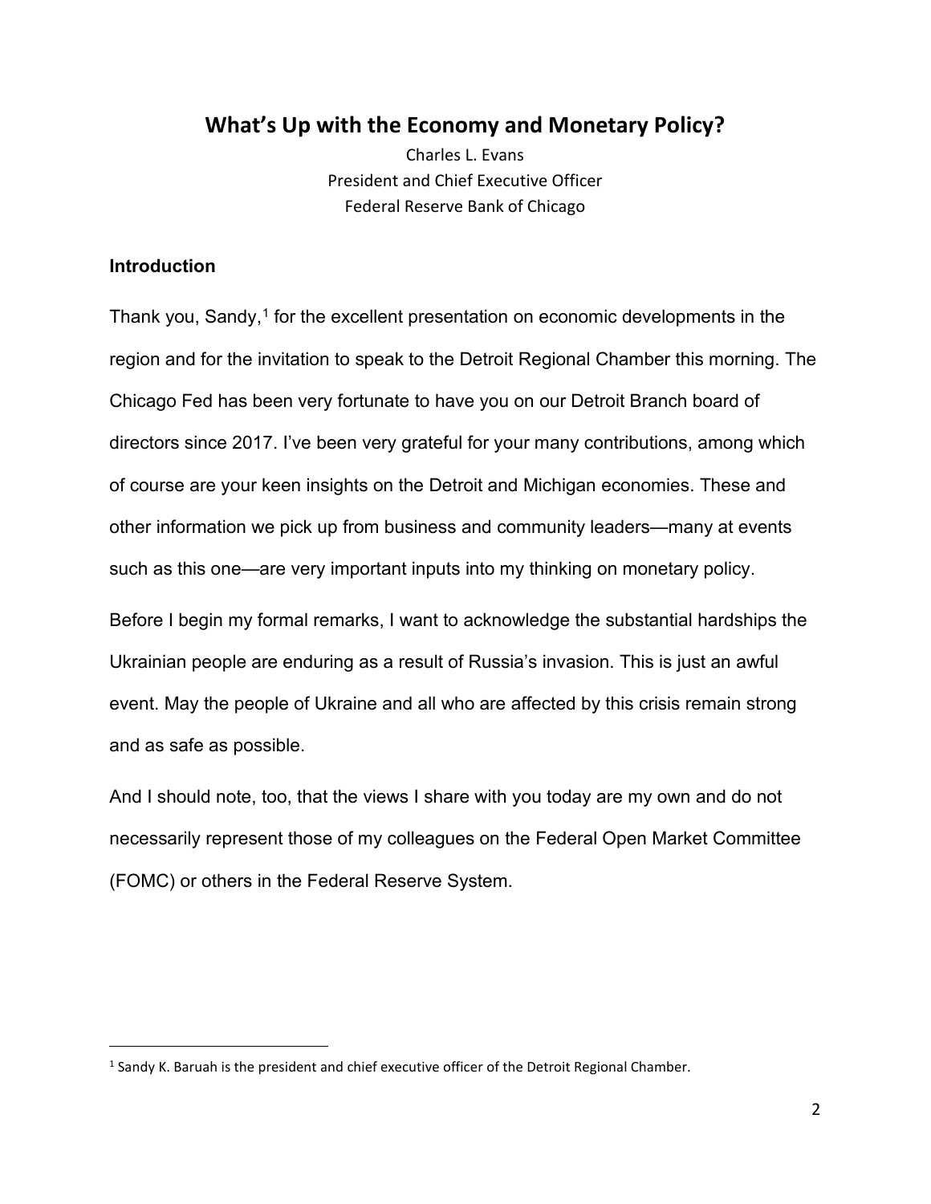# What's Up with the Economy and Monetary Policy?

Charles L. Evans
President and Chief Executive Officer
Federal Reserve Bank of Chicago

### Introduction

Thank you, Sandy,[1] for the excellent presentation on economic developments in the region and for the invitation to speak to the Detroit Regional Chamber this morning. The Chicago Fed has been very fortunate to have you on our Detroit Branch board of directors since 2017. I've been very grateful for your many contributions, among which of course are your keen insights on the Detroit and Michigan economies. These and other information we pick up from business and community leaders—many at events such as this one—are very important inputs into my thinking on monetary policy.

Before I begin my formal remarks, I want to acknowledge the substantial hardships the Ukrainian people are enduring as a result of Russia's invasion. This is just an awful event. May the people of Ukraine and all who are affected by this crisis remain strong and as safe as possible.

And I should note, too, that the views I share with you today are my own and do not necessarily represent those of my colleagues on the Federal Open Market Committee (FOMC) or others in the Federal Reserve System.

---

[1] Sandy K. Baruah is the president and chief executive officer of the Detroit Regional Chamber.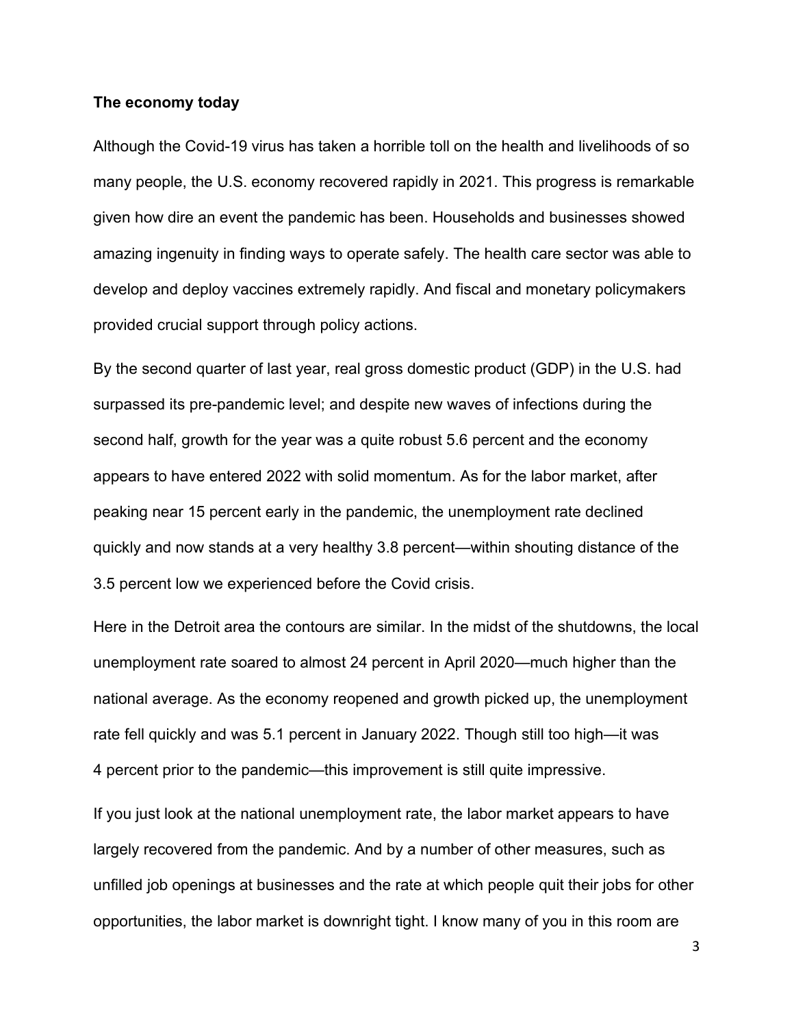**The economy today**

Although the Covid-19 virus has taken a horrible toll on the health and livelihoods of so many people, the U.S. economy recovered rapidly in 2021. This progress is remarkable given how dire an event the pandemic has been. Households and businesses showed amazing ingenuity in finding ways to operate safely. The health care sector was able to develop and deploy vaccines extremely rapidly. And fiscal and monetary policymakers provided crucial support through policy actions.

By the second quarter of last year, real gross domestic product (GDP) in the U.S. had surpassed its pre-pandemic level; and despite new waves of infections during the second half, growth for the year was a quite robust 5.6 percent and the economy appears to have entered 2022 with solid momentum. As for the labor market, after peaking near 15 percent early in the pandemic, the unemployment rate declined quickly and now stands at a very healthy 3.8 percent—within shouting distance of the 3.5 percent low we experienced before the Covid crisis.

Here in the Detroit area the contours are similar. In the midst of the shutdowns, the local unemployment rate soared to almost 24 percent in April 2020—much higher than the national average. As the economy reopened and growth picked up, the unemployment rate fell quickly and was 5.1 percent in January 2022. Though still too high—it was 4 percent prior to the pandemic—this improvement is still quite impressive.

If you just look at the national unemployment rate, the labor market appears to have largely recovered from the pandemic. And by a number of other measures, such as unfilled job openings at businesses and the rate at which people quit their jobs for other opportunities, the labor market is downright tight. I know many of you in this room are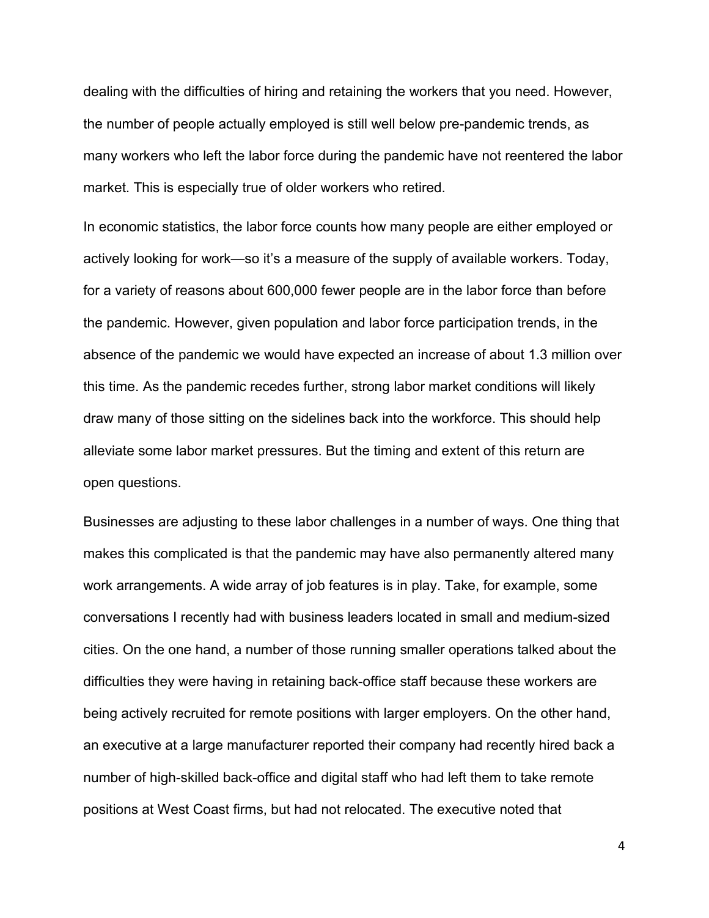dealing with the difficulties of hiring and retaining the workers that you need. However, the number of people actually employed is still well below pre-pandemic trends, as many workers who left the labor force during the pandemic have not reentered the labor market. This is especially true of older workers who retired.

In economic statistics, the labor force counts how many people are either employed or actively looking for work—so it's a measure of the supply of available workers. Today, for a variety of reasons about 600,000 fewer people are in the labor force than before the pandemic. However, given population and labor force participation trends, in the absence of the pandemic we would have expected an increase of about 1.3 million over this time. As the pandemic recedes further, strong labor market conditions will likely draw many of those sitting on the sidelines back into the workforce. This should help alleviate some labor market pressures. But the timing and extent of this return are open questions.

Businesses are adjusting to these labor challenges in a number of ways. One thing that makes this complicated is that the pandemic may have also permanently altered many work arrangements. A wide array of job features is in play. Take, for example, some conversations I recently had with business leaders located in small and medium-sized cities. On the one hand, a number of those running smaller operations talked about the difficulties they were having in retaining back-office staff because these workers are being actively recruited for remote positions with larger employers. On the other hand, an executive at a large manufacturer reported their company had recently hired back a number of high-skilled back-office and digital staff who had left them to take remote positions at West Coast firms, but had not relocated. The executive noted that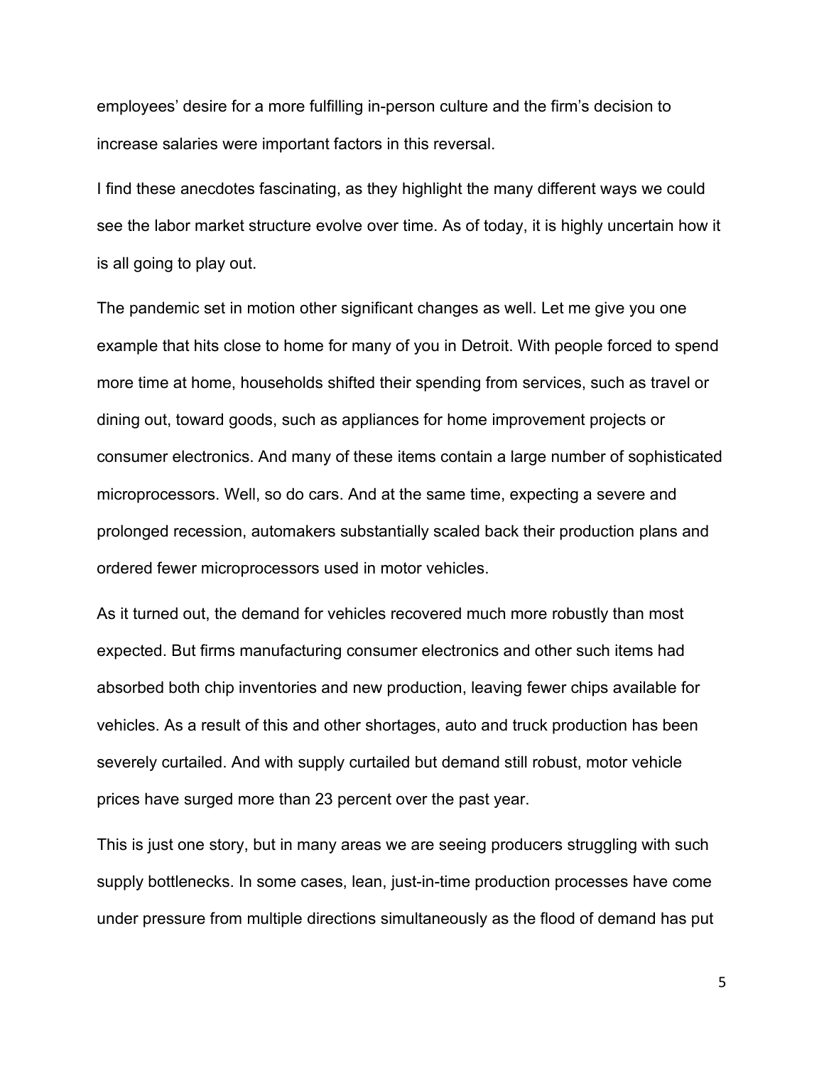employees' desire for a more fulfilling in-person culture and the firm's decision to increase salaries were important factors in this reversal.

I find these anecdotes fascinating, as they highlight the many different ways we could see the labor market structure evolve over time. As of today, it is highly uncertain how it is all going to play out.

The pandemic set in motion other significant changes as well. Let me give you one example that hits close to home for many of you in Detroit. With people forced to spend more time at home, households shifted their spending from services, such as travel or dining out, toward goods, such as appliances for home improvement projects or consumer electronics. And many of these items contain a large number of sophisticated microprocessors. Well, so do cars. And at the same time, expecting a severe and prolonged recession, automakers substantially scaled back their production plans and ordered fewer microprocessors used in motor vehicles.

As it turned out, the demand for vehicles recovered much more robustly than most expected. But firms manufacturing consumer electronics and other such items had absorbed both chip inventories and new production, leaving fewer chips available for vehicles. As a result of this and other shortages, auto and truck production has been severely curtailed. And with supply curtailed but demand still robust, motor vehicle prices have surged more than 23 percent over the past year.

This is just one story, but in many areas we are seeing producers struggling with such supply bottlenecks. In some cases, lean, just-in-time production processes have come under pressure from multiple directions simultaneously as the flood of demand has put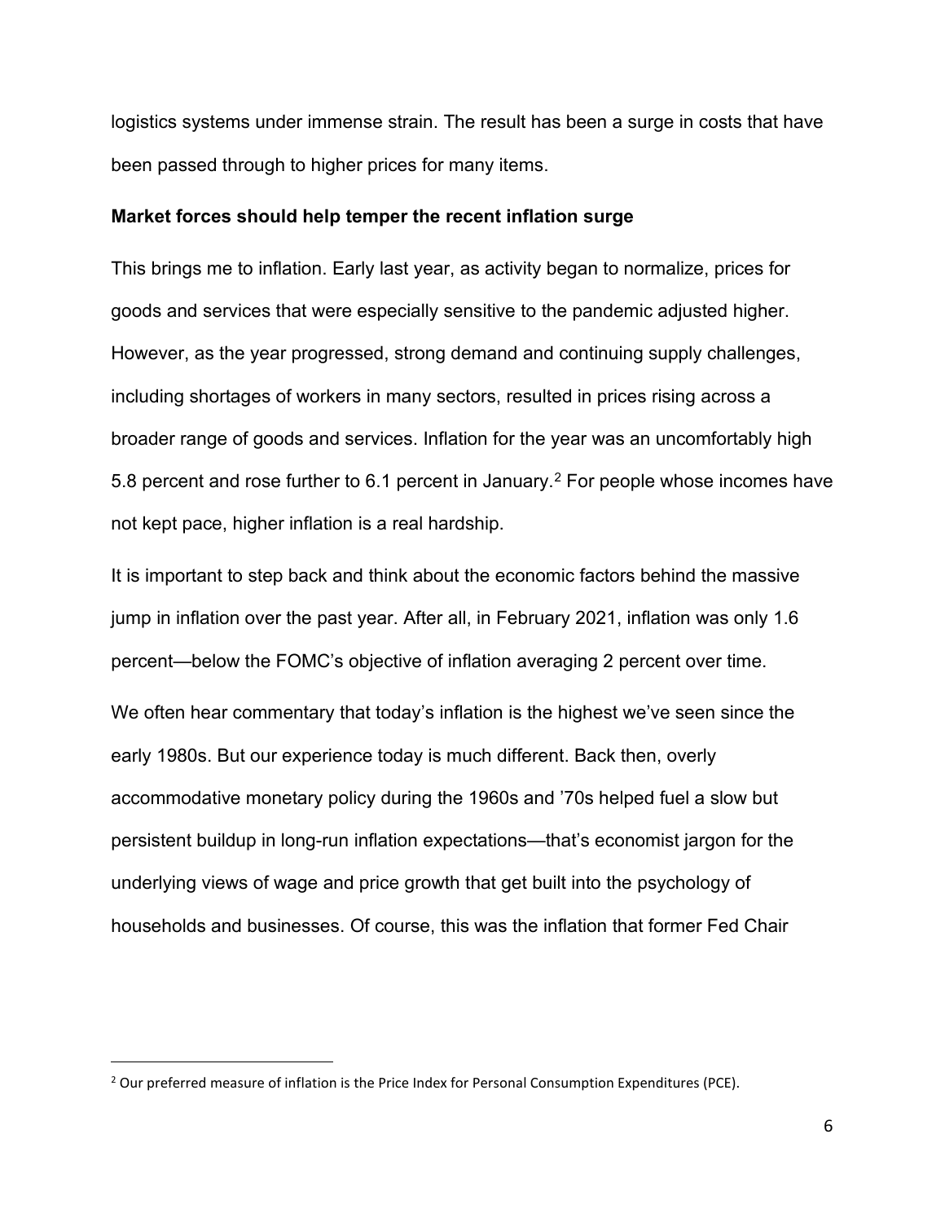logistics systems under immense strain. The result has been a surge in costs that have been passed through to higher prices for many items.

**Market forces should help temper the recent inflation surge**

This brings me to inflation. Early last year, as activity began to normalize, prices for goods and services that were especially sensitive to the pandemic adjusted higher. However, as the year progressed, strong demand and continuing supply challenges, including shortages of workers in many sectors, resulted in prices rising across a broader range of goods and services. Inflation for the year was an uncomfortably high 5.8 percent and rose further to 6.1 percent in January.[2] For people whose incomes have not kept pace, higher inflation is a real hardship.

It is important to step back and think about the economic factors behind the massive jump in inflation over the past year. After all, in February 2021, inflation was only 1.6 percent—below the FOMC's objective of inflation averaging 2 percent over time.

We often hear commentary that today's inflation is the highest we've seen since the early 1980s. But our experience today is much different. Back then, overly accommodative monetary policy during the 1960s and '70s helped fuel a slow but persistent buildup in long-run inflation expectations—that's economist jargon for the underlying views of wage and price growth that get built into the psychology of households and businesses. Of course, this was the inflation that former Fed Chair

[2] Our preferred measure of inflation is the Price Index for Personal Consumption Expenditures (PCE).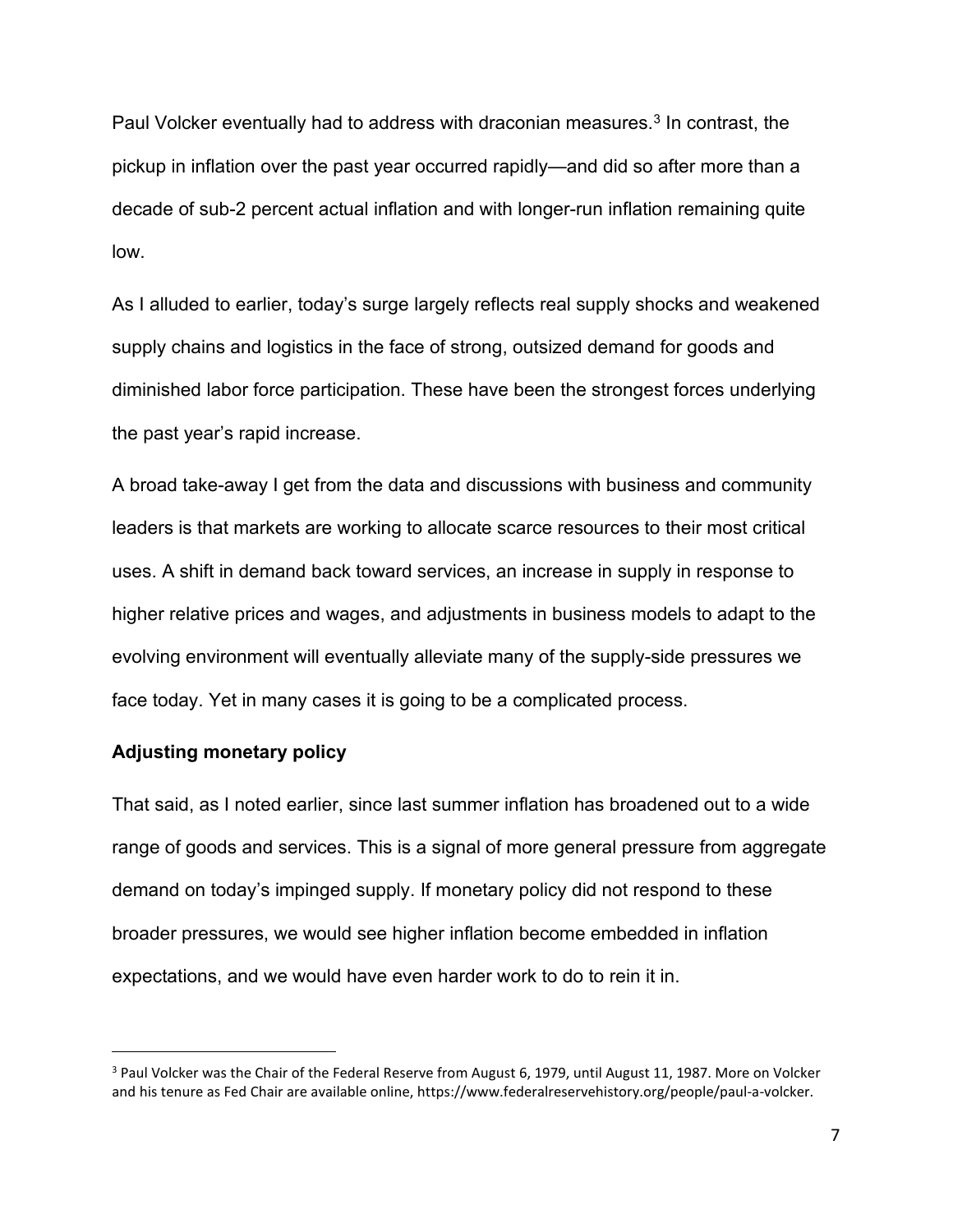Paul Volcker eventually had to address with draconian measures.[3] In contrast, the pickup in inflation over the past year occurred rapidly—and did so after more than a decade of sub-2 percent actual inflation and with longer-run inflation remaining quite low.

As I alluded to earlier, today's surge largely reflects real supply shocks and weakened supply chains and logistics in the face of strong, outsized demand for goods and diminished labor force participation. These have been the strongest forces underlying the past year's rapid increase.

A broad take-away I get from the data and discussions with business and community leaders is that markets are working to allocate scarce resources to their most critical uses. A shift in demand back toward services, an increase in supply in response to higher relative prices and wages, and adjustments in business models to adapt to the evolving environment will eventually alleviate many of the supply-side pressures we face today. Yet in many cases it is going to be a complicated process.

**Adjusting monetary policy**

That said, as I noted earlier, since last summer inflation has broadened out to a wide range of goods and services. This is a signal of more general pressure from aggregate demand on today's impinged supply. If monetary policy did not respond to these broader pressures, we would see higher inflation become embedded in inflation expectations, and we would have even harder work to do to rein it in.

---

[3] Paul Volcker was the Chair of the Federal Reserve from August 6, 1979, until August 11, 1987. More on Volcker and his tenure as Fed Chair are available online, https://www.federalreservehistory.org/people/paul-a-volcker.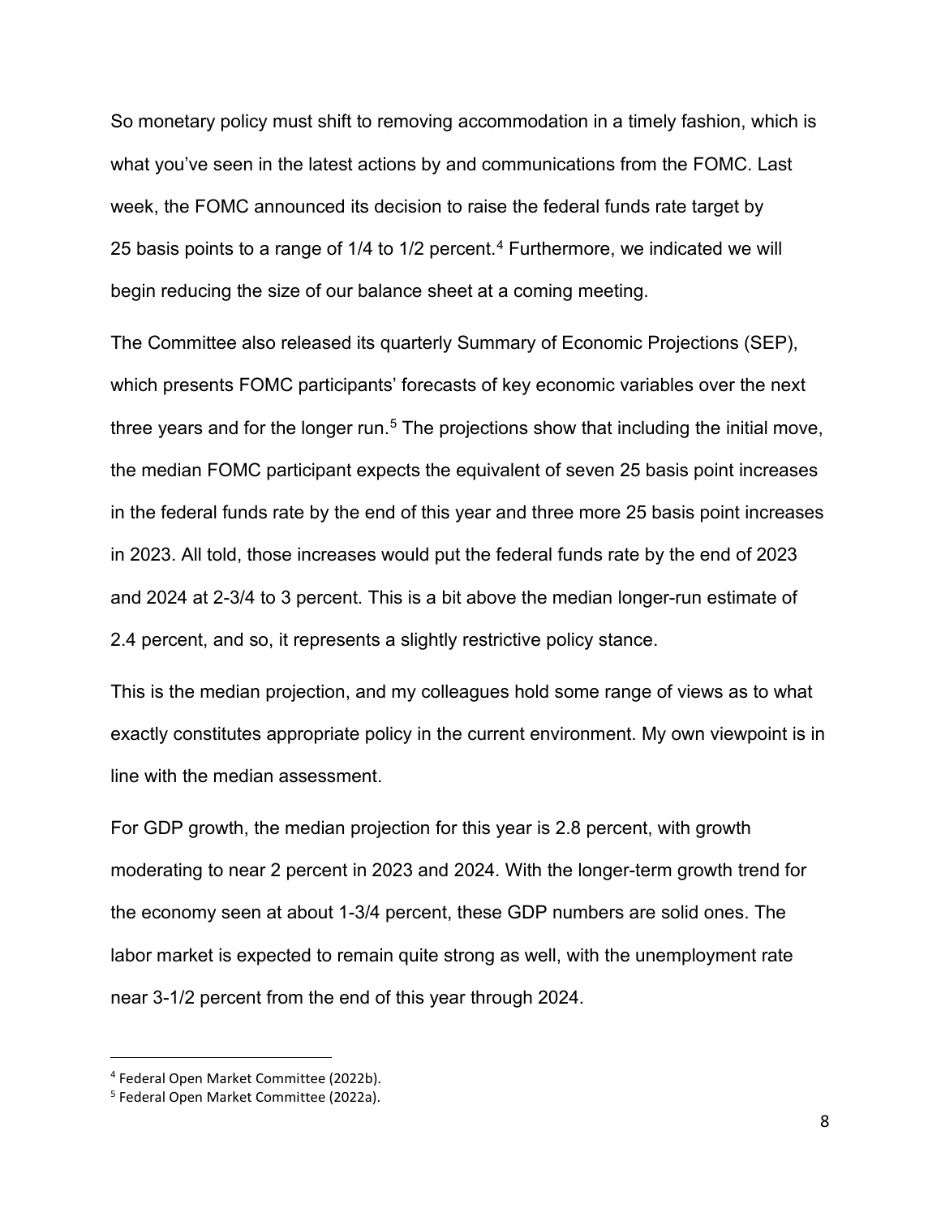So monetary policy must shift to removing accommodation in a timely fashion, which is what you've seen in the latest actions by and communications from the FOMC. Last week, the FOMC announced its decision to raise the federal funds rate target by 25 basis points to a range of 1/4 to 1/2 percent.[4] Furthermore, we indicated we will begin reducing the size of our balance sheet at a coming meeting.

The Committee also released its quarterly Summary of Economic Projections (SEP), which presents FOMC participants' forecasts of key economic variables over the next three years and for the longer run.[5] The projections show that including the initial move, the median FOMC participant expects the equivalent of seven 25 basis point increases in the federal funds rate by the end of this year and three more 25 basis point increases in 2023. All told, those increases would put the federal funds rate by the end of 2023 and 2024 at 2-3/4 to 3 percent. This is a bit above the median longer-run estimate of 2.4 percent, and so, it represents a slightly restrictive policy stance.

This is the median projection, and my colleagues hold some range of views as to what exactly constitutes appropriate policy in the current environment. My own viewpoint is in line with the median assessment.

For GDP growth, the median projection for this year is 2.8 percent, with growth moderating to near 2 percent in 2023 and 2024. With the longer-term growth trend for the economy seen at about 1-3/4 percent, these GDP numbers are solid ones. The labor market is expected to remain quite strong as well, with the unemployment rate near 3-1/2 percent from the end of this year through 2024.

---

[4] Federal Open Market Committee (2022b).

[5] Federal Open Market Committee (2022a).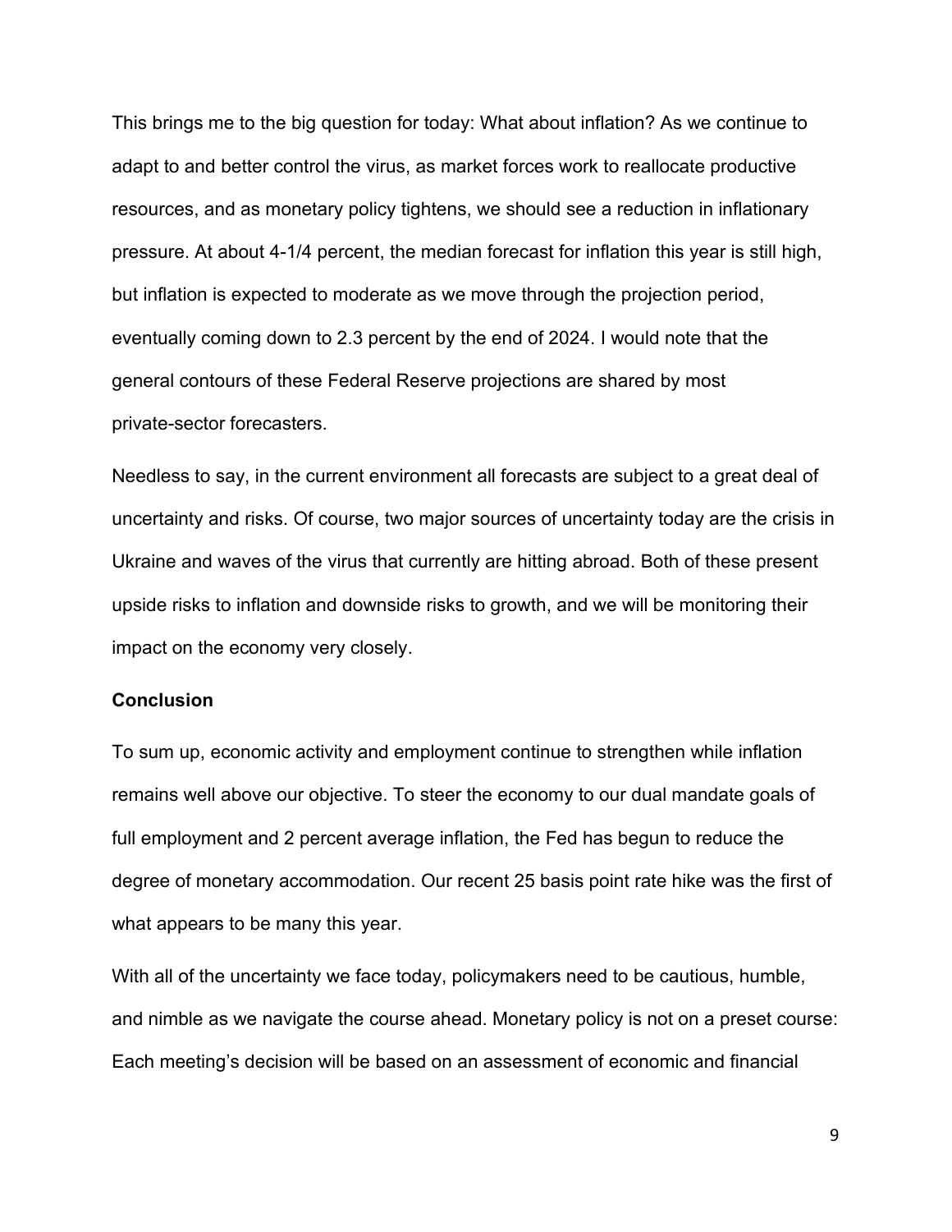This brings me to the big question for today: What about inflation? As we continue to adapt to and better control the virus, as market forces work to reallocate productive resources, and as monetary policy tightens, we should see a reduction in inflationary pressure. At about 4-1/4 percent, the median forecast for inflation this year is still high, but inflation is expected to moderate as we move through the projection period, eventually coming down to 2.3 percent by the end of 2024. I would note that the general contours of these Federal Reserve projections are shared by most private-sector forecasters.

Needless to say, in the current environment all forecasts are subject to a great deal of uncertainty and risks. Of course, two major sources of uncertainty today are the crisis in Ukraine and waves of the virus that currently are hitting abroad. Both of these present upside risks to inflation and downside risks to growth, and we will be monitoring their impact on the economy very closely.

**Conclusion**

To sum up, economic activity and employment continue to strengthen while inflation remains well above our objective. To steer the economy to our dual mandate goals of full employment and 2 percent average inflation, the Fed has begun to reduce the degree of monetary accommodation. Our recent 25 basis point rate hike was the first of what appears to be many this year.

With all of the uncertainty we face today, policymakers need to be cautious, humble, and nimble as we navigate the course ahead. Monetary policy is not on a preset course: Each meeting's decision will be based on an assessment of economic and financial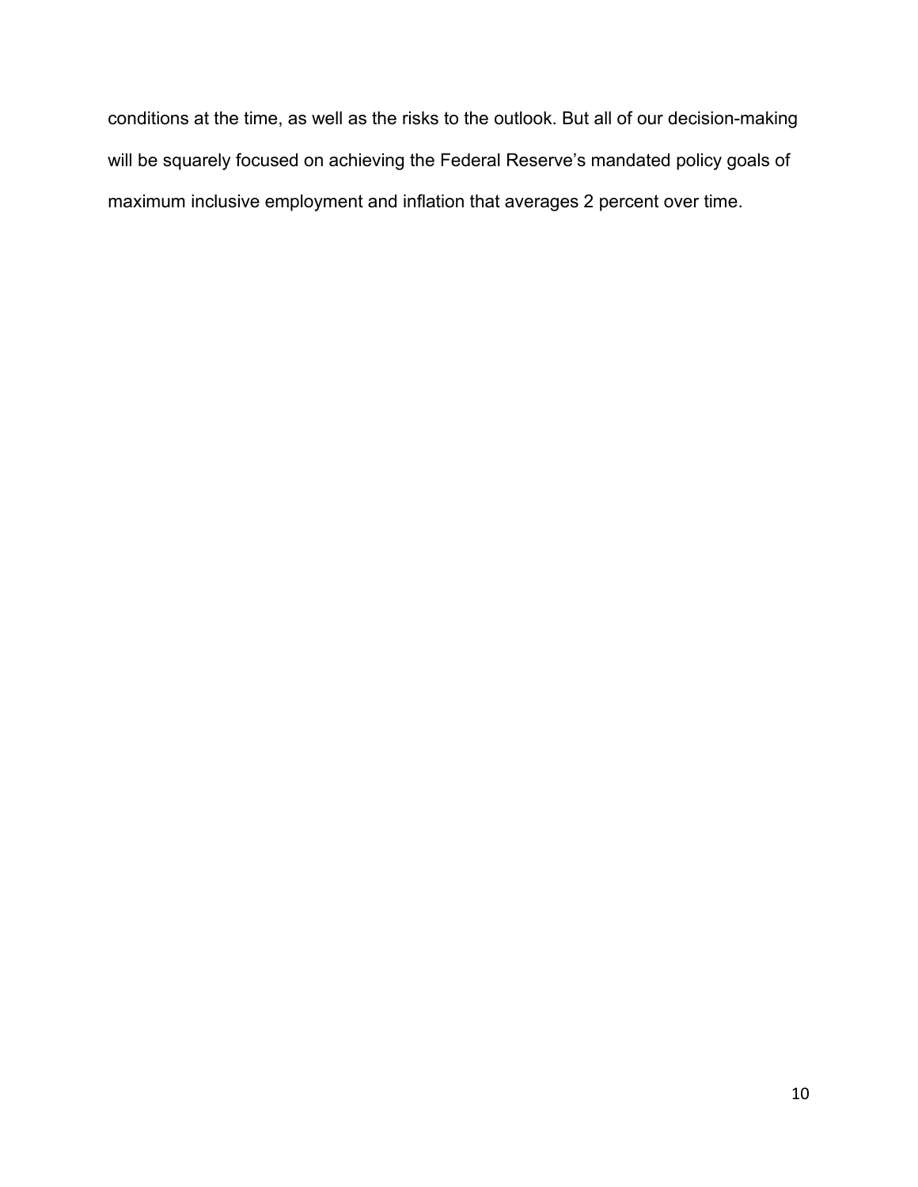conditions at the time, as well as the risks to the outlook. But all of our decision-making will be squarely focused on achieving the Federal Reserve's mandated policy goals of maximum inclusive employment and inflation that averages 2 percent over time.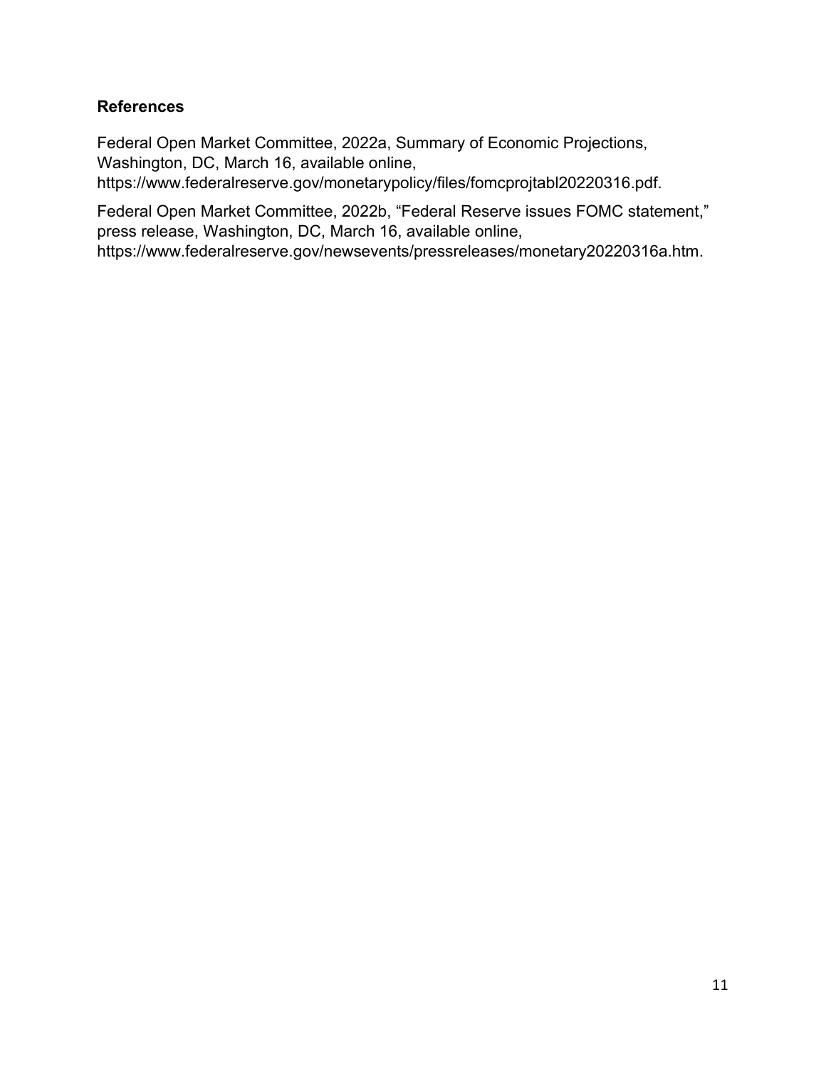## References

Federal Open Market Committee, 2022a, Summary of Economic Projections, Washington, DC, March 16, available online, https://www.federalreserve.gov/monetarypolicy/files/fomcprojtabl20220316.pdf.

Federal Open Market Committee, 2022b, "Federal Reserve issues FOMC statement," press release, Washington, DC, March 16, available online, https://www.federalreserve.gov/newsevents/pressreleases/monetary20220316a.htm.